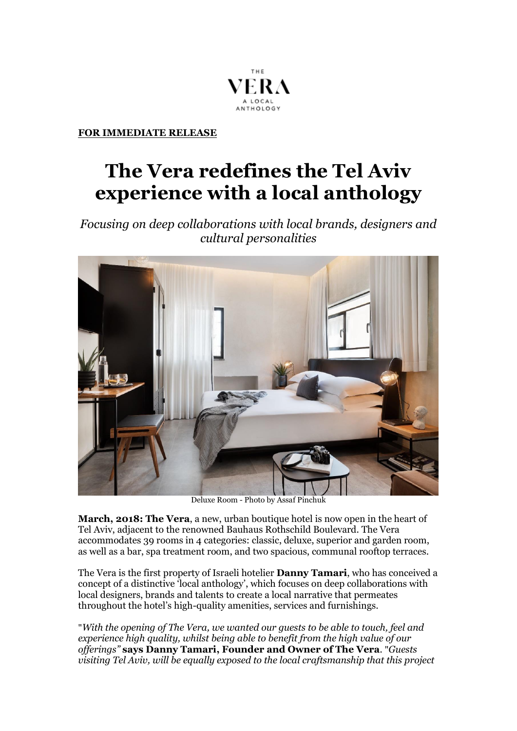THE
VERA
A LOCAL
ANTHOLOGY

**FOR IMMEDIATE RELEASE**

# The Vera redefines the Tel Aviv experience with a local anthology

*Focusing on deep collaborations with local brands, designers and cultural personalities*

Deluxe Room - Photo by Assaf Pinchuk

**March, 2018: The Vera**, a new, urban boutique hotel is now open in the heart of Tel Aviv, adjacent to the renowned Bauhaus Rothschild Boulevard. The Vera accommodates 39 rooms in 4 categories: classic, deluxe, superior and garden room, as well as a bar, spa treatment room, and two spacious, communal rooftop terraces.

The Vera is the first property of Israeli hotelier **Danny Tamari**, who has conceived a concept of a distinctive 'local anthology', which focuses on deep collaborations with local designers, brands and talents to create a local narrative that permeates throughout the hotel's high-quality amenities, services and furnishings.

"*With the opening of The Vera, we wanted our guests to be able to touch, feel and experience high quality, whilst being able to benefit from the high value of our offerings"* **says Danny Tamari, Founder and Owner of The Vera**. "*Guests visiting Tel Aviv, will be equally exposed to the local craftsmanship that this project*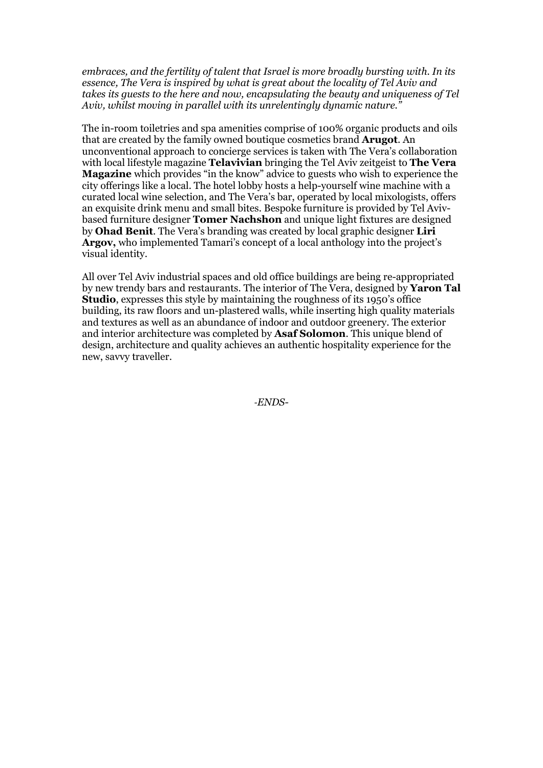*embraces, and the fertility of talent that Israel is more broadly bursting with. In its essence, The Vera is inspired by what is great about the locality of Tel Aviv and takes its guests to the here and now, encapsulating the beauty and uniqueness of Tel Aviv, whilst moving in parallel with its unrelentingly dynamic nature."*

The in-room toiletries and spa amenities comprise of 100% organic products and oils that are created by the family owned boutique cosmetics brand **Arugot**. An unconventional approach to concierge services is taken with The Vera's collaboration with local lifestyle magazine **Telavivian** bringing the Tel Aviv zeitgeist to **The Vera Magazine** which provides "in the know" advice to guests who wish to experience the city offerings like a local. The hotel lobby hosts a help-yourself wine machine with a curated local wine selection, and The Vera's bar, operated by local mixologists, offers an exquisite drink menu and small bites. Bespoke furniture is provided by Tel Aviv-based furniture designer **Tomer Nachshon** and unique light fixtures are designed by **Ohad Benit**. The Vera's branding was created by local graphic designer **Liri Argov,** who implemented Tamari's concept of a local anthology into the project's visual identity.

All over Tel Aviv industrial spaces and old office buildings are being re-appropriated by new trendy bars and restaurants. The interior of The Vera, designed by **Yaron Tal Studio**, expresses this style by maintaining the roughness of its 1950's office building, its raw floors and un-plastered walls, while inserting high quality materials and textures as well as an abundance of indoor and outdoor greenery. The exterior and interior architecture was completed by **Asaf Solomon**. This unique blend of design, architecture and quality achieves an authentic hospitality experience for the new, savvy traveller.

*-ENDS-*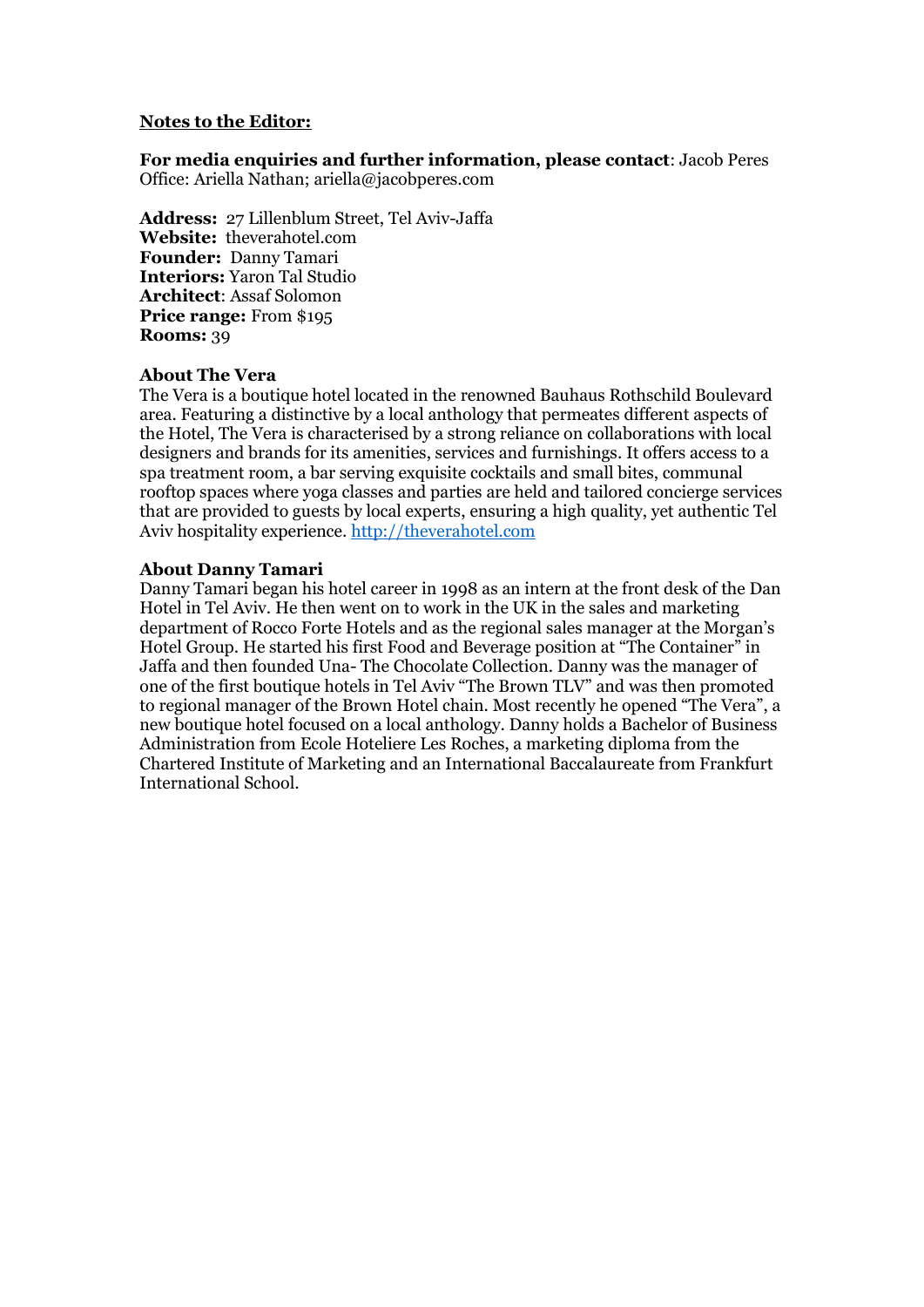**Notes to the Editor:**

**For media enquiries and further information, please contact**: Jacob Peres Office: Ariella Nathan; ariella@jacobperes.com

**Address:** 27 Lillenblum Street, Tel Aviv-Jaffa
**Website:** theverahotel.com
**Founder:** Danny Tamari
**Interiors:** Yaron Tal Studio
**Architect**: Assaf Solomon
**Price range:** From $195
**Rooms:** 39

**About The Vera**

The Vera is a boutique hotel located in the renowned Bauhaus Rothschild Boulevard area. Featuring a distinctive by a local anthology that permeates different aspects of the Hotel, The Vera is characterised by a strong reliance on collaborations with local designers and brands for its amenities, services and furnishings. It offers access to a spa treatment room, a bar serving exquisite cocktails and small bites, communal rooftop spaces where yoga classes and parties are held and tailored concierge services that are provided to guests by local experts, ensuring a high quality, yet authentic Tel Aviv hospitality experience. http://theverahotel.com

**About Danny Tamari**

Danny Tamari began his hotel career in 1998 as an intern at the front desk of the Dan Hotel in Tel Aviv. He then went on to work in the UK in the sales and marketing department of Rocco Forte Hotels and as the regional sales manager at the Morgan's Hotel Group. He started his first Food and Beverage position at "The Container" in Jaffa and then founded Una- The Chocolate Collection. Danny was the manager of one of the first boutique hotels in Tel Aviv "The Brown TLV" and was then promoted to regional manager of the Brown Hotel chain. Most recently he opened "The Vera", a new boutique hotel focused on a local anthology. Danny holds a Bachelor of Business Administration from Ecole Hoteliere Les Roches, a marketing diploma from the Chartered Institute of Marketing and an International Baccalaureate from Frankfurt International School.